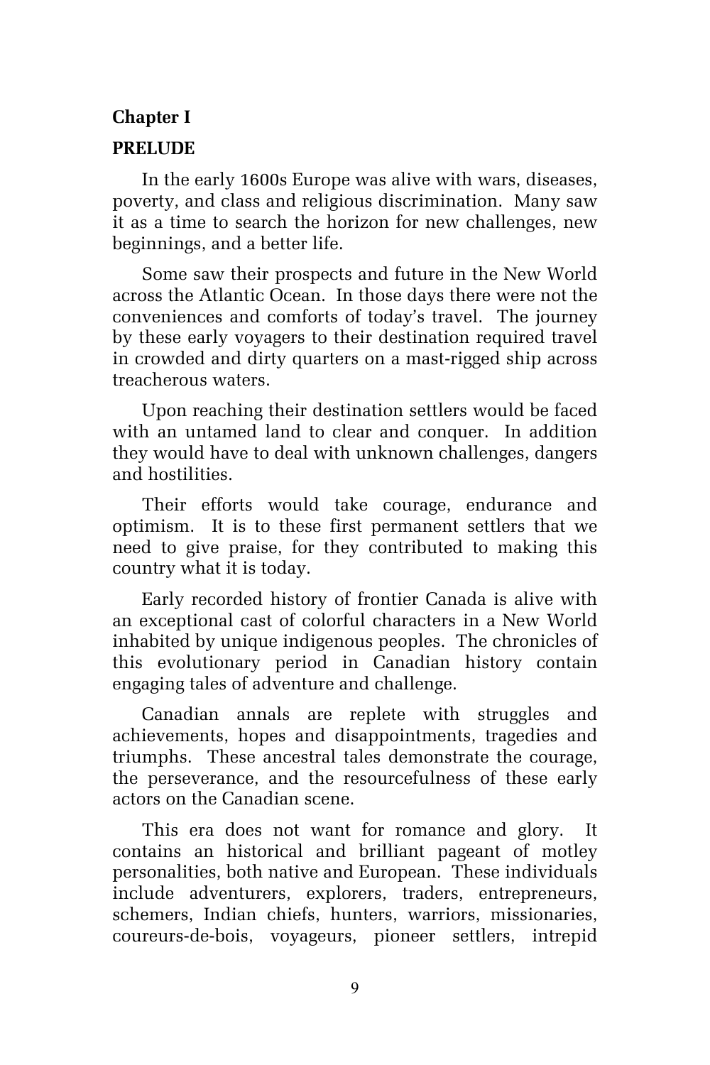## Chapter I

### PRELUDE

In the early 1600s Europe was alive with wars, diseases, poverty, and class and religious discrimination. Many saw it as a time to search the horizon for new challenges, new beginnings, and a better life.

Some saw their prospects and future in the New World across the Atlantic Ocean. In those days there were not the conveniences and comforts of today's travel. The journey by these early voyagers to their destination required travel in crowded and dirty quarters on a mast-rigged ship across treacherous waters.

Upon reaching their destination settlers would be faced with an untamed land to clear and conquer. In addition they would have to deal with unknown challenges, dangers and hostilities.

Their efforts would take courage, endurance and optimism. It is to these first permanent settlers that we need to give praise, for they contributed to making this country what it is today.

Early recorded history of frontier Canada is alive with an exceptional cast of colorful characters in a New World inhabited by unique indigenous peoples. The chronicles of this evolutionary period in Canadian history contain engaging tales of adventure and challenge.

Canadian annals are replete with struggles and achievements, hopes and disappointments, tragedies and triumphs. These ancestral tales demonstrate the courage, the perseverance, and the resourcefulness of these early actors on the Canadian scene.

This era does not want for romance and glory. It contains an historical and brilliant pageant of motley personalities, both native and European. These individuals include adventurers, explorers, traders, entrepreneurs, schemers, Indian chiefs, hunters, warriors, missionaries, coureurs-de-bois, voyageurs, pioneer settlers, intrepid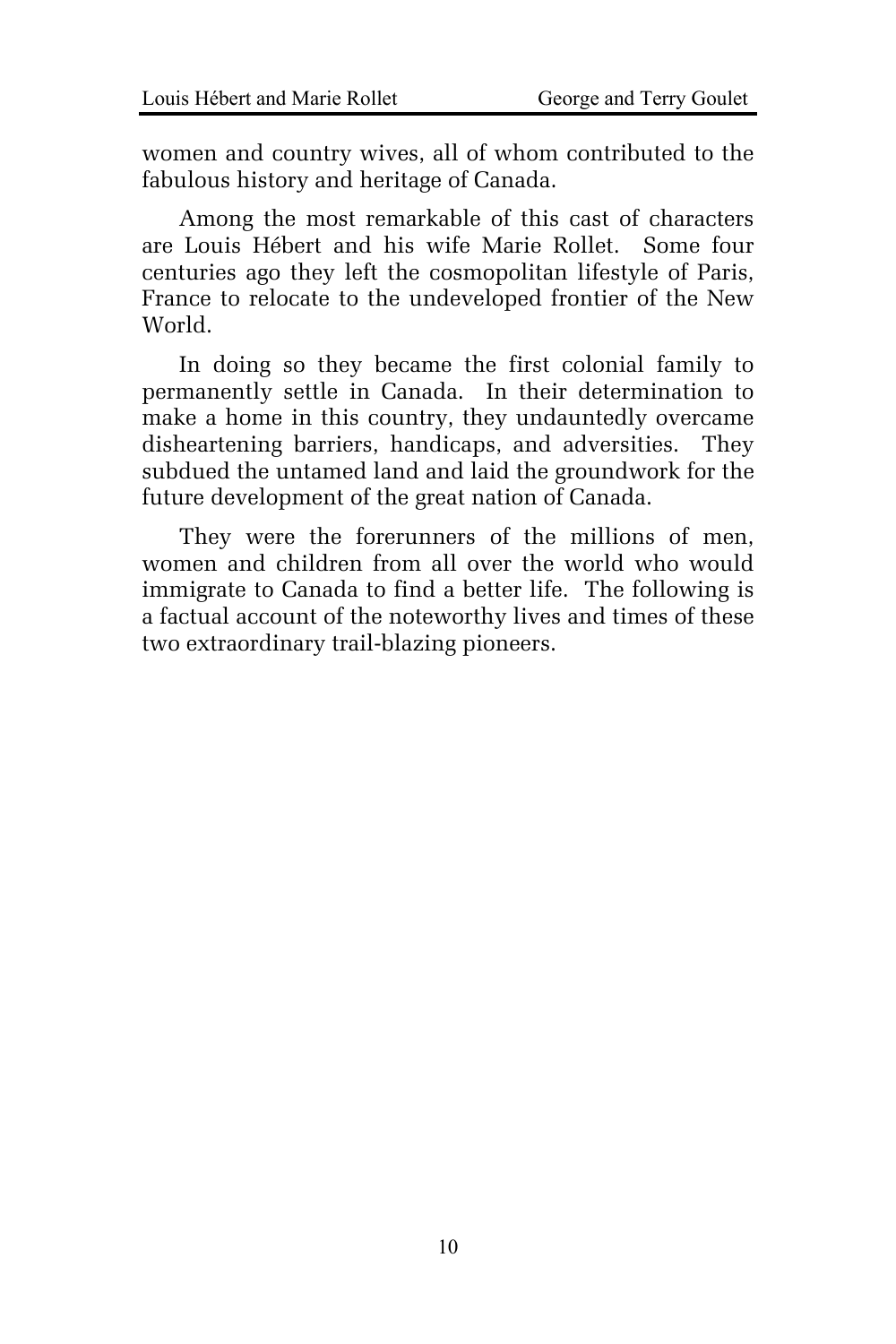women and country wives, all of whom contributed to the fabulous history and heritage of Canada.

Among the most remarkable of this cast of characters are Louis Hébert and his wife Marie Rollet. Some four centuries ago they left the cosmopolitan lifestyle of Paris, France to relocate to the undeveloped frontier of the New World.

In doing so they became the first colonial family to permanently settle in Canada. In their determination to make a home in this country, they undauntedly overcame disheartening barriers, handicaps, and adversities. They subdued the untamed land and laid the groundwork for the future development of the great nation of Canada.

They were the forerunners of the millions of men, women and children from all over the world who would immigrate to Canada to find a better life. The following is a factual account of the noteworthy lives and times of these two extraordinary trail-blazing pioneers.